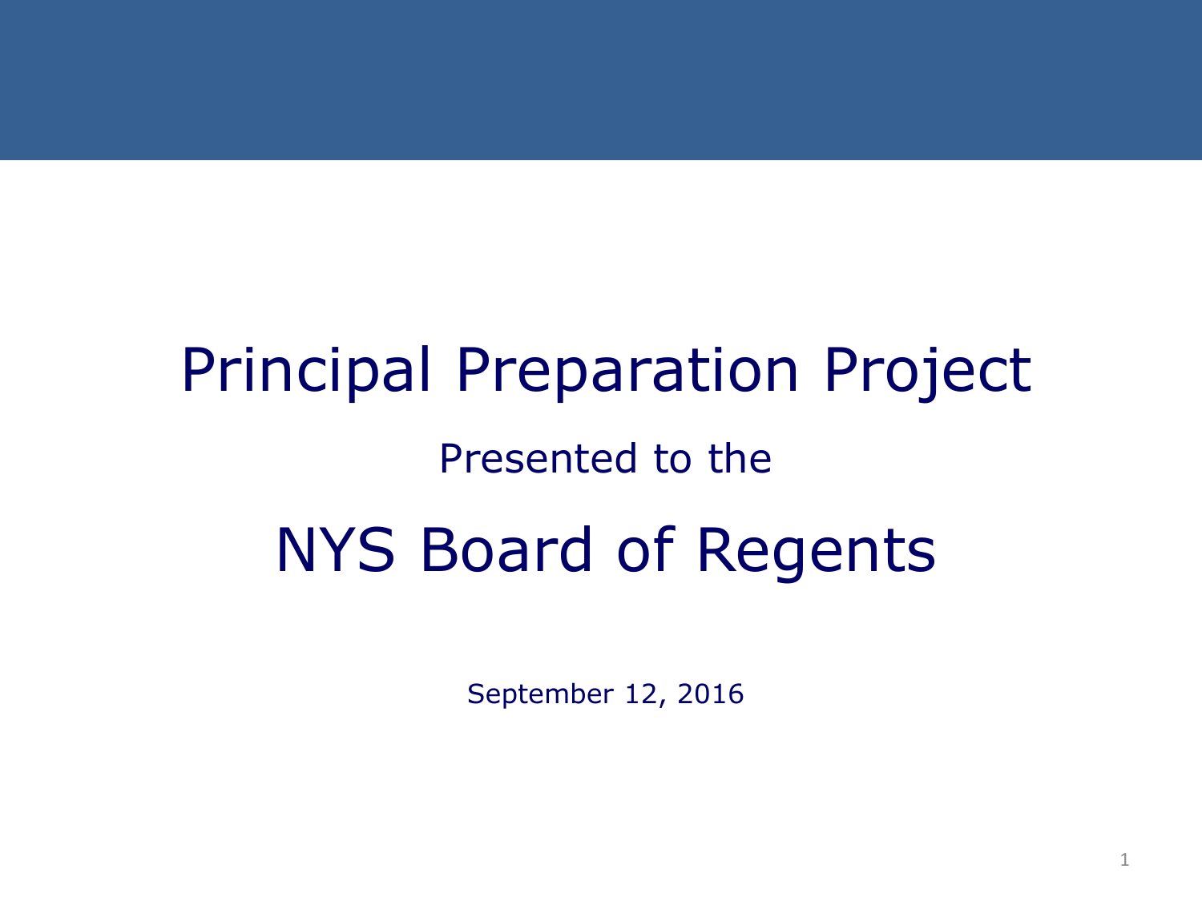# Principal Preparation Project

Presented to the

## NYS Board of Regents

September 12, 2016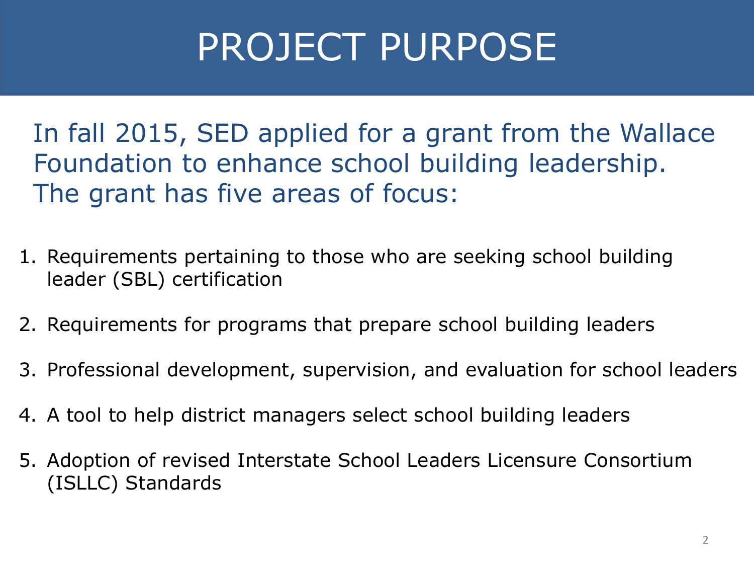# PROJECT PURPOSE

In fall 2015, SED applied for a grant from the Wallace Foundation to enhance school building leadership. The grant has five areas of focus:

1. Requirements pertaining to those who are seeking school building leader (SBL) certification
2. Requirements for programs that prepare school building leaders
3. Professional development, supervision, and evaluation for school leaders
4. A tool to help district managers select school building leaders
5. Adoption of revised Interstate School Leaders Licensure Consortium (ISLLC) Standards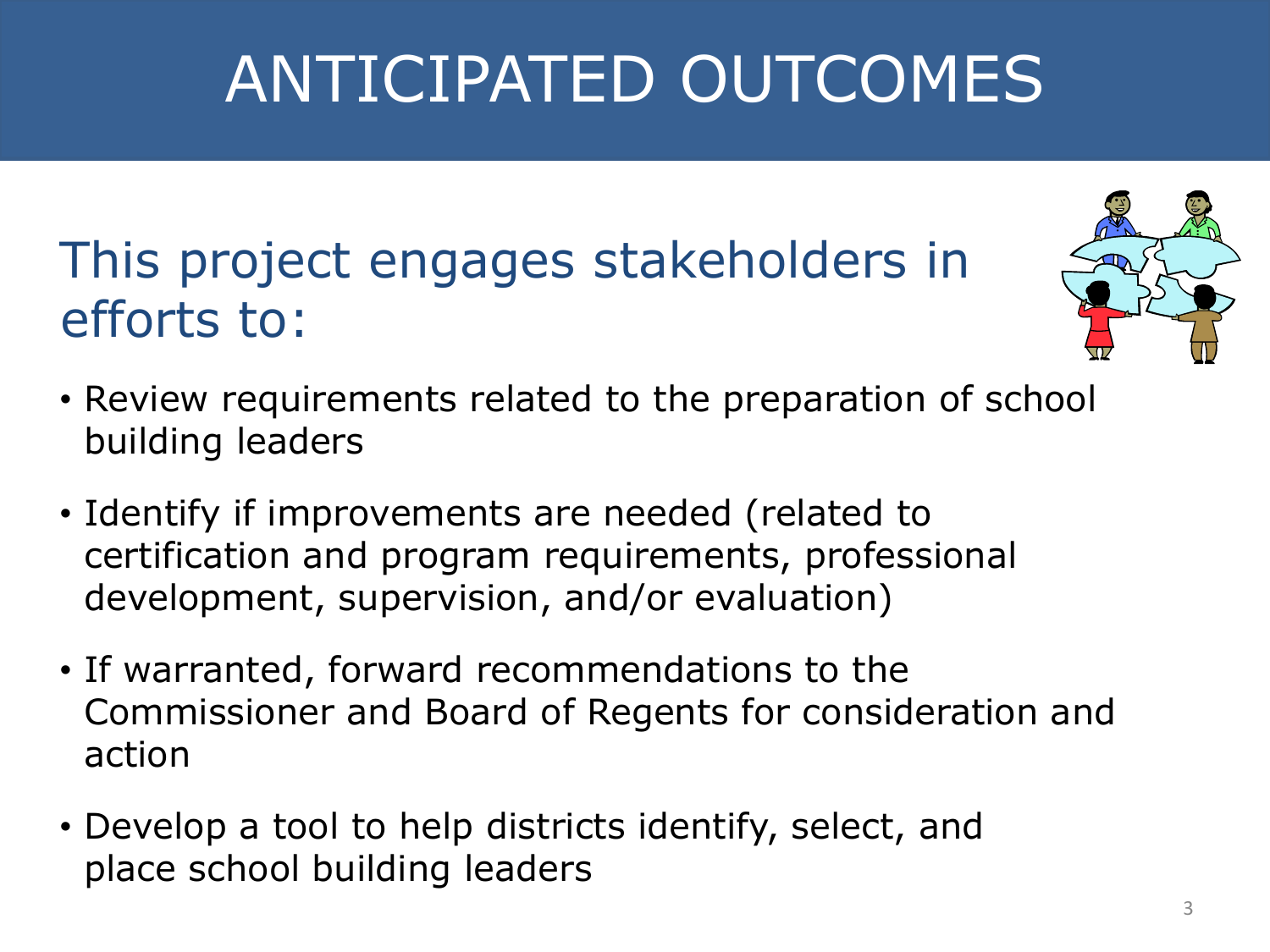# ANTICIPATED OUTCOMES

## This project engages stakeholders in efforts to:

- Review requirements related to the preparation of school building leaders
- Identify if improvements are needed (related to certification and program requirements, professional development, supervision, and/or evaluation)
- If warranted, forward recommendations to the Commissioner and Board of Regents for consideration and action
- Develop a tool to help districts identify, select, and place school building leaders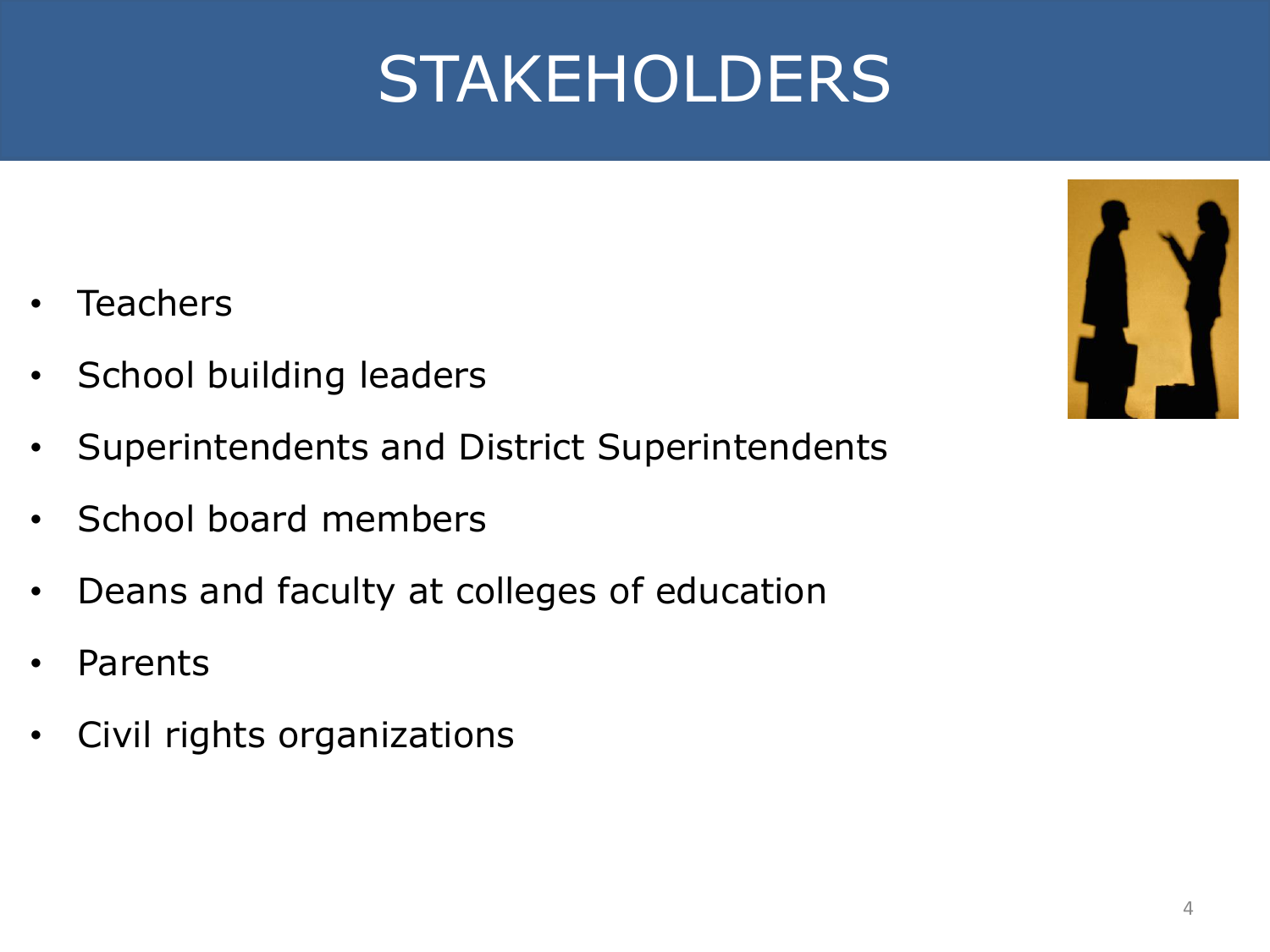# STAKEHOLDERS

- Teachers
- School building leaders
- Superintendents and District Superintendents
- School board members
- Deans and faculty at colleges of education
- Parents
- Civil rights organizations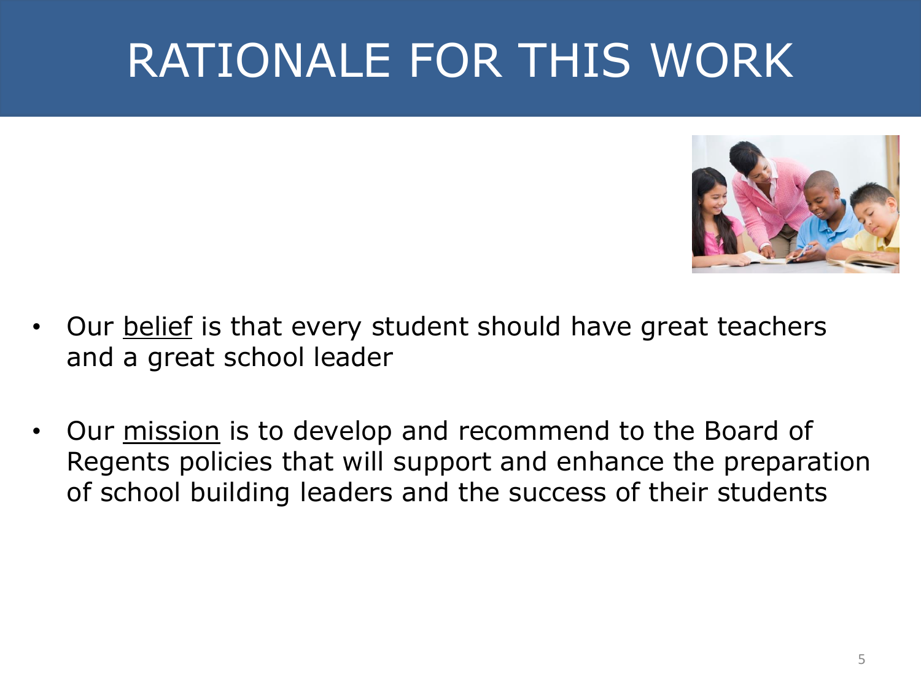# RATIONALE FOR THIS WORK

- Our belief is that every student should have great teachers and a great school leader
- Our mission is to develop and recommend to the Board of Regents policies that will support and enhance the preparation of school building leaders and the success of their students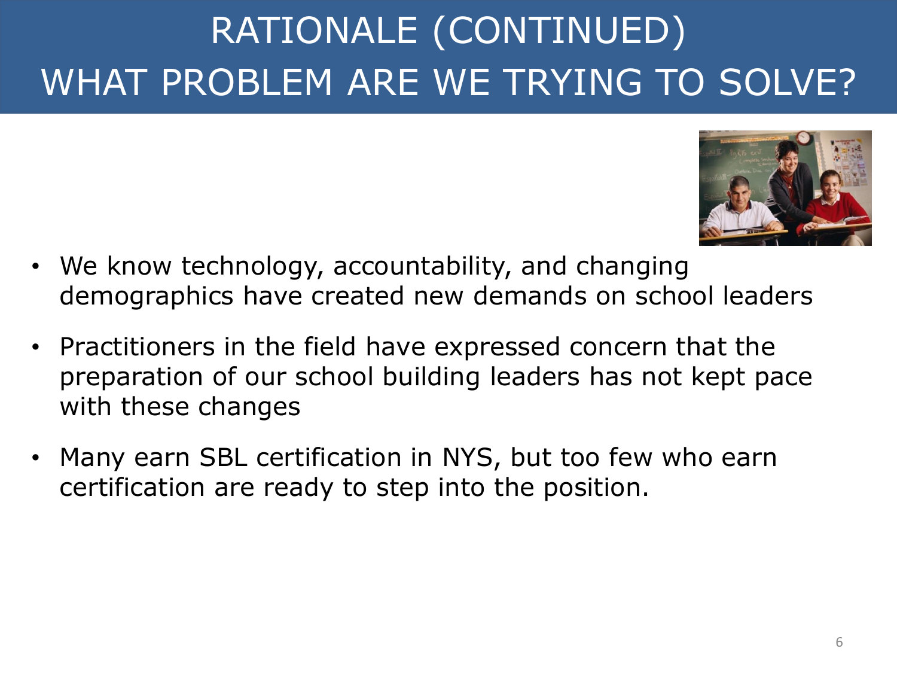# RATIONALE (CONTINUED) WHAT PROBLEM ARE WE TRYING TO SOLVE?

- We know technology, accountability, and changing demographics have created new demands on school leaders
- Practitioners in the field have expressed concern that the preparation of our school building leaders has not kept pace with these changes
- Many earn SBL certification in NYS, but too few who earn certification are ready to step into the position.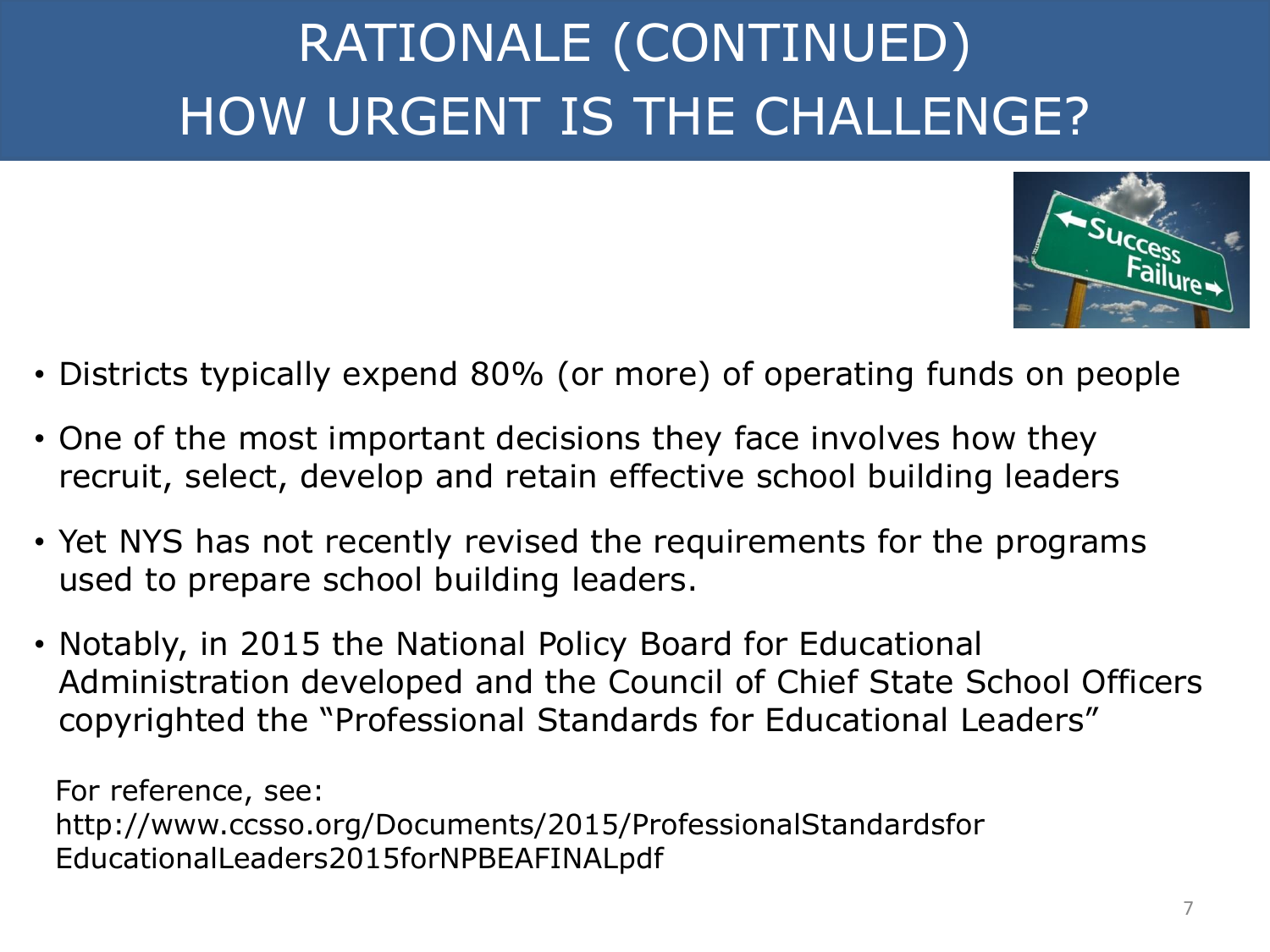# RATIONALE (CONTINUED) HOW URGENT IS THE CHALLENGE?

- Districts typically expend 80% (or more) of operating funds on people
- One of the most important decisions they face involves how they recruit, select, develop and retain effective school building leaders
- Yet NYS has not recently revised the requirements for the programs used to prepare school building leaders.
- Notably, in 2015 the National Policy Board for Educational Administration developed and the Council of Chief State School Officers copyrighted the "Professional Standards for Educational Leaders"

For reference, see: http://www.ccsso.org/Documents/2015/ProfessionalStandardsforEducationalLeaders2015forNPBEAFINALpdf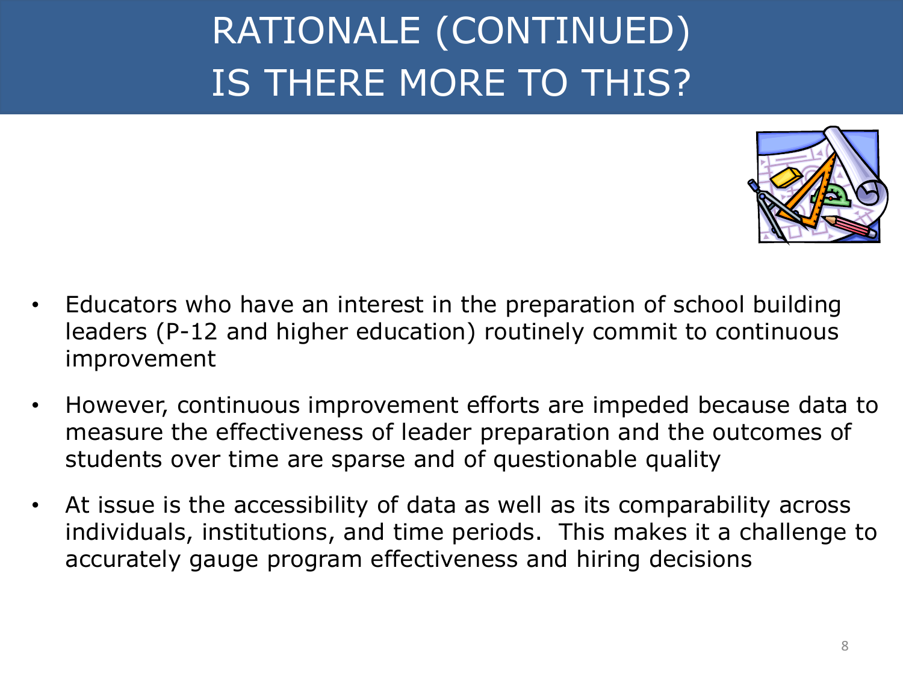# RATIONALE (CONTINUED)
# IS THERE MORE TO THIS?

- Educators who have an interest in the preparation of school building leaders (P-12 and higher education) routinely commit to continuous improvement
- However, continuous improvement efforts are impeded because data to measure the effectiveness of leader preparation and the outcomes of students over time are sparse and of questionable quality
- At issue is the accessibility of data as well as its comparability across individuals, institutions, and time periods. This makes it a challenge to accurately gauge program effectiveness and hiring decisions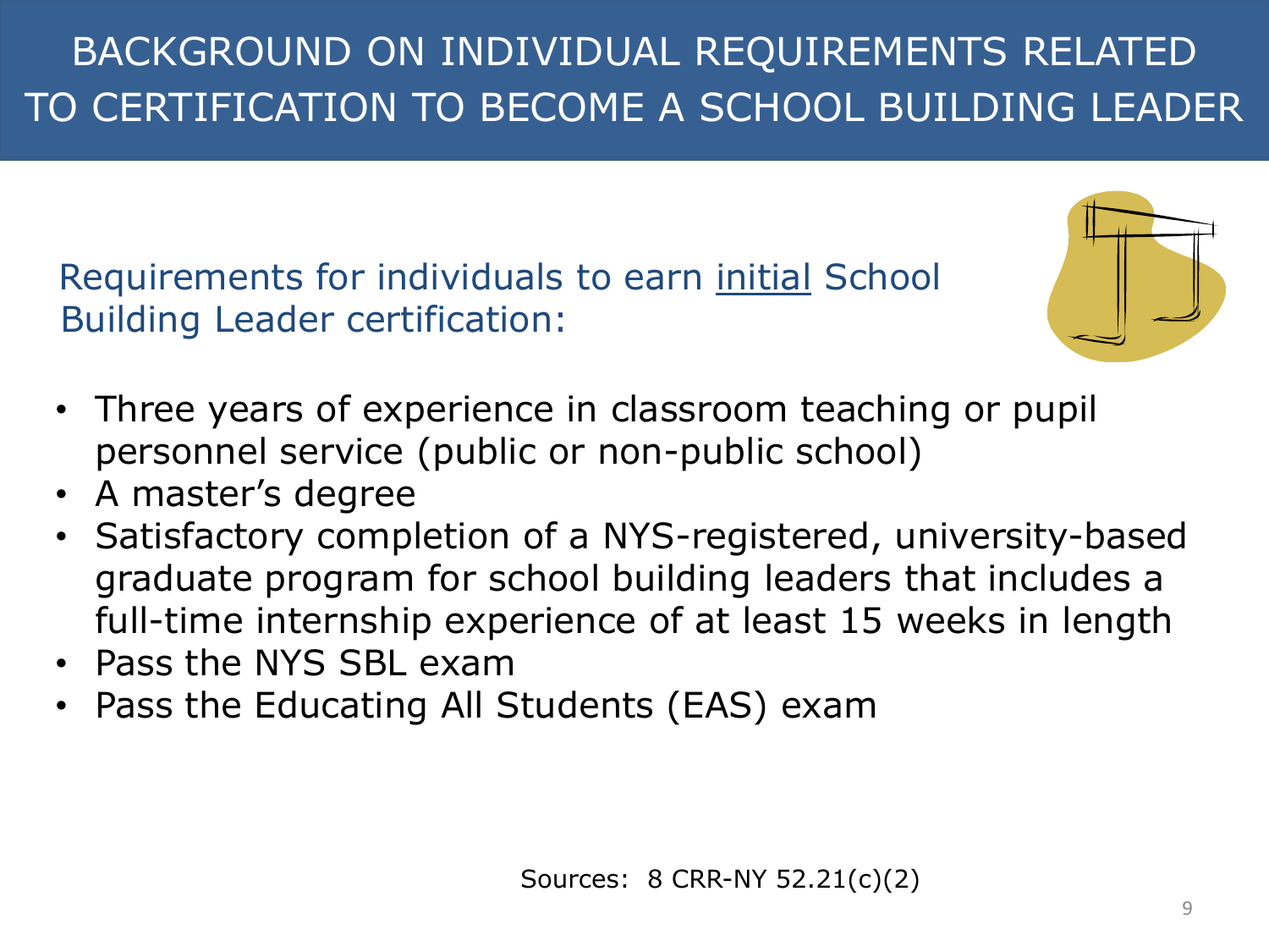# BACKGROUND ON INDIVIDUAL REQUIREMENTS RELATED TO CERTIFICATION TO BECOME A SCHOOL BUILDING LEADER

## Requirements for individuals to earn <u>initial</u> School Building Leader certification:

- Three years of experience in classroom teaching or pupil personnel service (public or non-public school)
- A master's degree
- Satisfactory completion of a NYS-registered, university-based graduate program for school building leaders that includes a full-time internship experience of at least 15 weeks in length
- Pass the NYS SBL exam
- Pass the Educating All Students (EAS) exam

Sources: 8 CRR-NY 52.21(c)(2)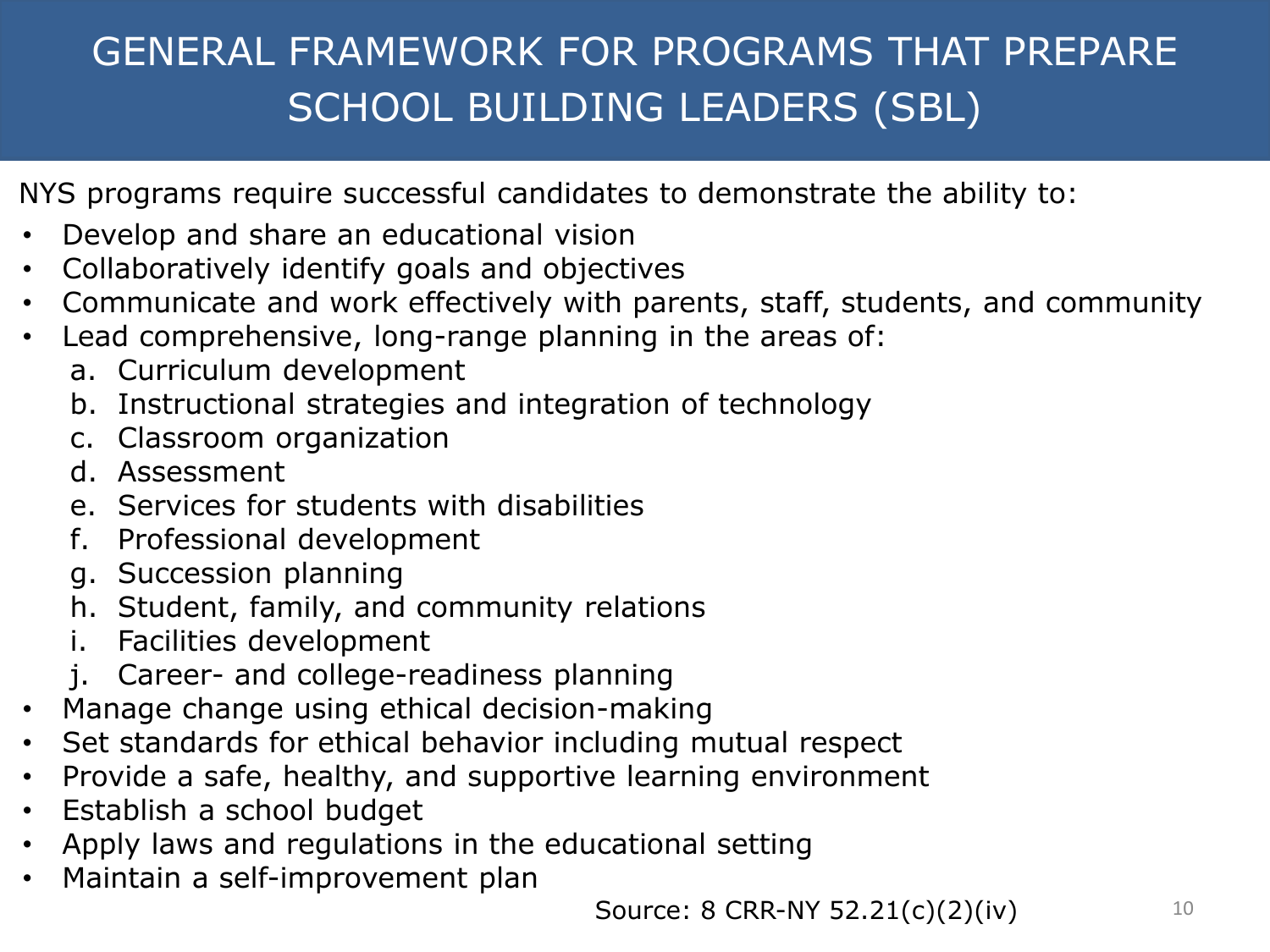# GENERAL FRAMEWORK FOR PROGRAMS THAT PREPARE SCHOOL BUILDING LEADERS (SBL)

NYS programs require successful candidates to demonstrate the ability to:

- Develop and share an educational vision
- Collaboratively identify goals and objectives
- Communicate and work effectively with parents, staff, students, and community
- Lead comprehensive, long-range planning in the areas of:
  a. Curriculum development
  b. Instructional strategies and integration of technology
  c. Classroom organization
  d. Assessment
  e. Services for students with disabilities
  f. Professional development
  g. Succession planning
  h. Student, family, and community relations
  i. Facilities development
  j. Career- and college-readiness planning
- Manage change using ethical decision-making
- Set standards for ethical behavior including mutual respect
- Provide a safe, healthy, and supportive learning environment
- Establish a school budget
- Apply laws and regulations in the educational setting
- Maintain a self-improvement plan

Source: 8 CRR-NY 52.21(c)(2)(iv)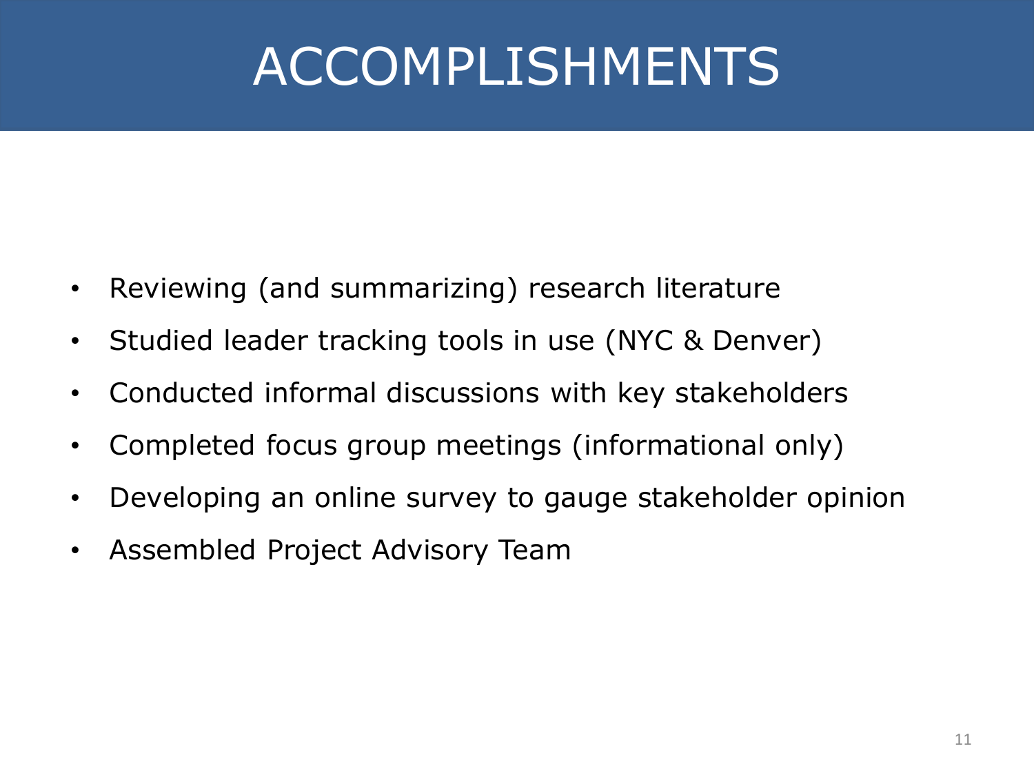# ACCOMPLISHMENTS

- Reviewing (and summarizing) research literature
- Studied leader tracking tools in use (NYC & Denver)
- Conducted informal discussions with key stakeholders
- Completed focus group meetings (informational only)
- Developing an online survey to gauge stakeholder opinion
- Assembled Project Advisory Team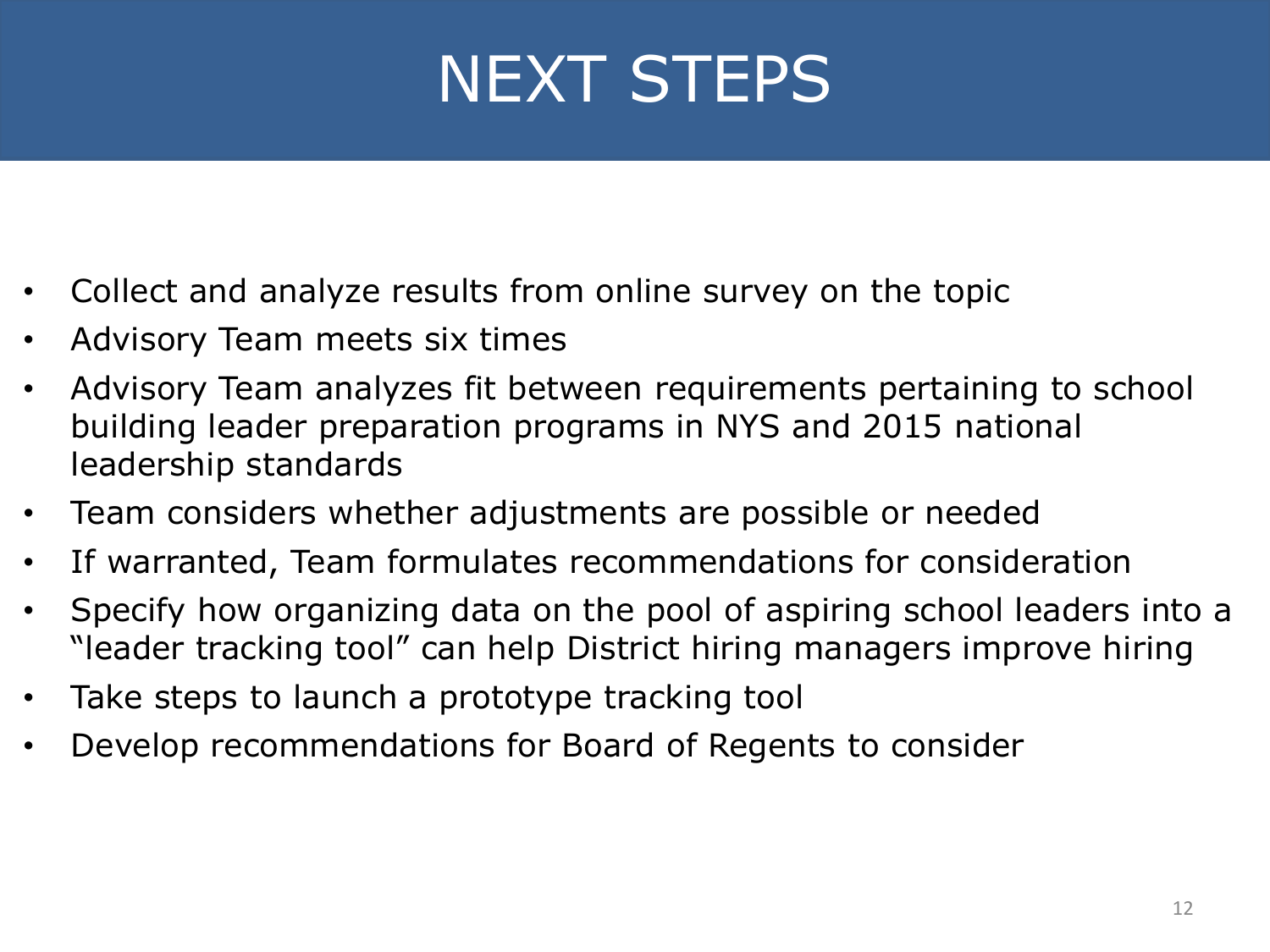# NEXT STEPS

- Collect and analyze results from online survey on the topic
- Advisory Team meets six times
- Advisory Team analyzes fit between requirements pertaining to school building leader preparation programs in NYS and 2015 national leadership standards
- Team considers whether adjustments are possible or needed
- If warranted, Team formulates recommendations for consideration
- Specify how organizing data on the pool of aspiring school leaders into a "leader tracking tool" can help District hiring managers improve hiring
- Take steps to launch a prototype tracking tool
- Develop recommendations for Board of Regents to consider